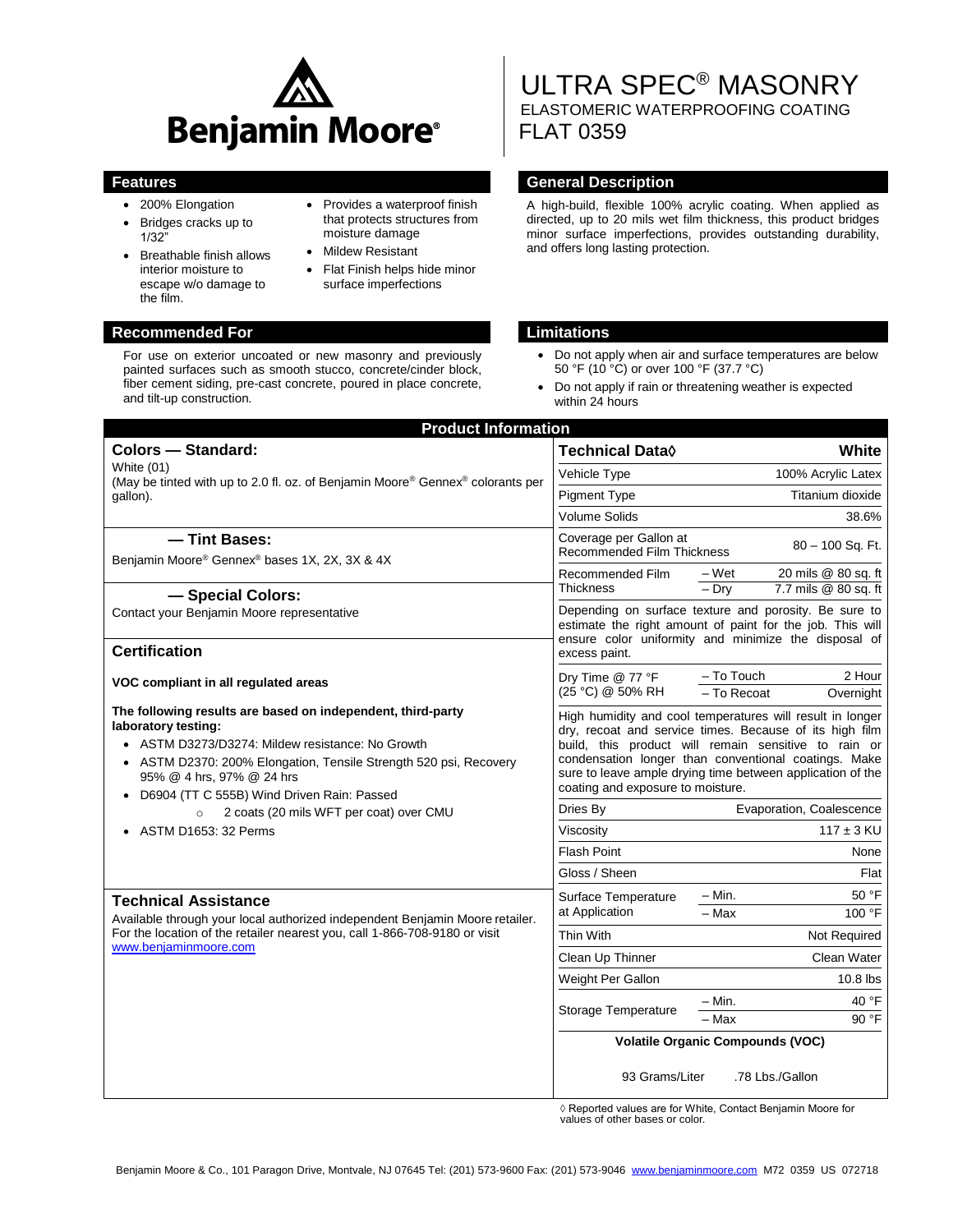# ULTRA SPEC® MASONRY

ELASTOMERIC WATERPROOFING COATING

FLAT 0359

## Features

- 200% Elongation
- Bridges cracks up to 1/32"
- Breathable finish allows interior moisture to escape w/o damage to the film.
- Provides a waterproof finish that protects structures from moisture damage
- Mildew Resistant
- Flat Finish helps hide minor surface imperfections

## General Description

A high-build, flexible 100% acrylic coating. When applied as directed, up to 20 mils wet film thickness, this product bridges minor surface imperfections, provides outstanding durability, and offers long lasting protection.

## Recommended For

For use on exterior uncoated or new masonry and previously painted surfaces such as smooth stucco, concrete/cinder block, fiber cement siding, pre-cast concrete, poured in place concrete, and tilt-up construction.

## Limitations

- Do not apply when air and surface temperatures are below 50 °F (10 °C) or over 100 °F (37.7 °C)
- Do not apply if rain or threatening weather is expected within 24 hours

## Product Information

### Colors — Standard:

White (01)
(May be tinted with up to 2.0 fl. oz. of Benjamin Moore® Gennex® colorants per gallon).

### — Tint Bases:

Benjamin Moore® Gennex® bases 1X, 2X, 3X & 4X

### — Special Colors:

Contact your Benjamin Moore representative

### Certification

**VOC compliant in all regulated areas**

**The following results are based on independent, third-party laboratory testing:**

- ASTM D3273/D3274: Mildew resistance: No Growth
- ASTM D2370: 200% Elongation, Tensile Strength 520 psi, Recovery 95% @ 4 hrs, 97% @ 24 hrs
- D6904 (TT C 555B) Wind Driven Rain: Passed
  - 2 coats (20 mils WFT per coat) over CMU
- ASTM D1653: 32 Perms

### Technical Assistance

Available through your local authorized independent Benjamin Moore retailer. For the location of the retailer nearest you, call 1-866-708-9180 or visit www.benjaminmoore.com

| Technical Data◊ | | White |
|---|---|---|
| Vehicle Type | | 100% Acrylic Latex |
| Pigment Type | | Titanium dioxide |
| Volume Solids | | 38.6% |
| Coverage per Gallon at Recommended Film Thickness | | 80 – 100 Sq. Ft. |
| Recommended Film Thickness | – Wet | 20 mils @ 80 sq. ft |
| | – Dry | 7.7 mils @ 80 sq. ft |
| Depending on surface texture and porosity. Be sure to estimate the right amount of paint for the job. This will ensure color uniformity and minimize the disposal of excess paint. | | |
| Dry Time @ 77 °F (25 °C) @ 50% RH | – To Touch | 2 Hour |
| | – To Recoat | Overnight |
| High humidity and cool temperatures will result in longer dry, recoat and service times. Because of its high film build, this product will remain sensitive to rain or condensation longer than conventional coatings. Make sure to leave ample drying time between application of the coating and exposure to moisture. | | |
| Dries By | | Evaporation, Coalescence |
| Viscosity | | 117 ± 3 KU |
| Flash Point | | None |
| Gloss / Sheen | | Flat |
| Surface Temperature at Application | – Min. | 50 °F |
| | – Max | 100 °F |
| Thin With | | Not Required |
| Clean Up Thinner | | Clean Water |
| Weight Per Gallon | | 10.8 lbs |
| Storage Temperature | – Min. | 40 °F |
| | – Max | 90 °F |
| Volatile Organic Compounds (VOC) | | |
| 93 Grams/Liter | | .78 Lbs./Gallon |

◊ Reported values are for White, Contact Benjamin Moore for values of other bases or color.

Benjamin Moore & Co., 101 Paragon Drive, Montvale, NJ 07645 Tel: (201) 573-9600 Fax: (201) 573-9046 www.benjaminmoore.com M72 0359 US 072718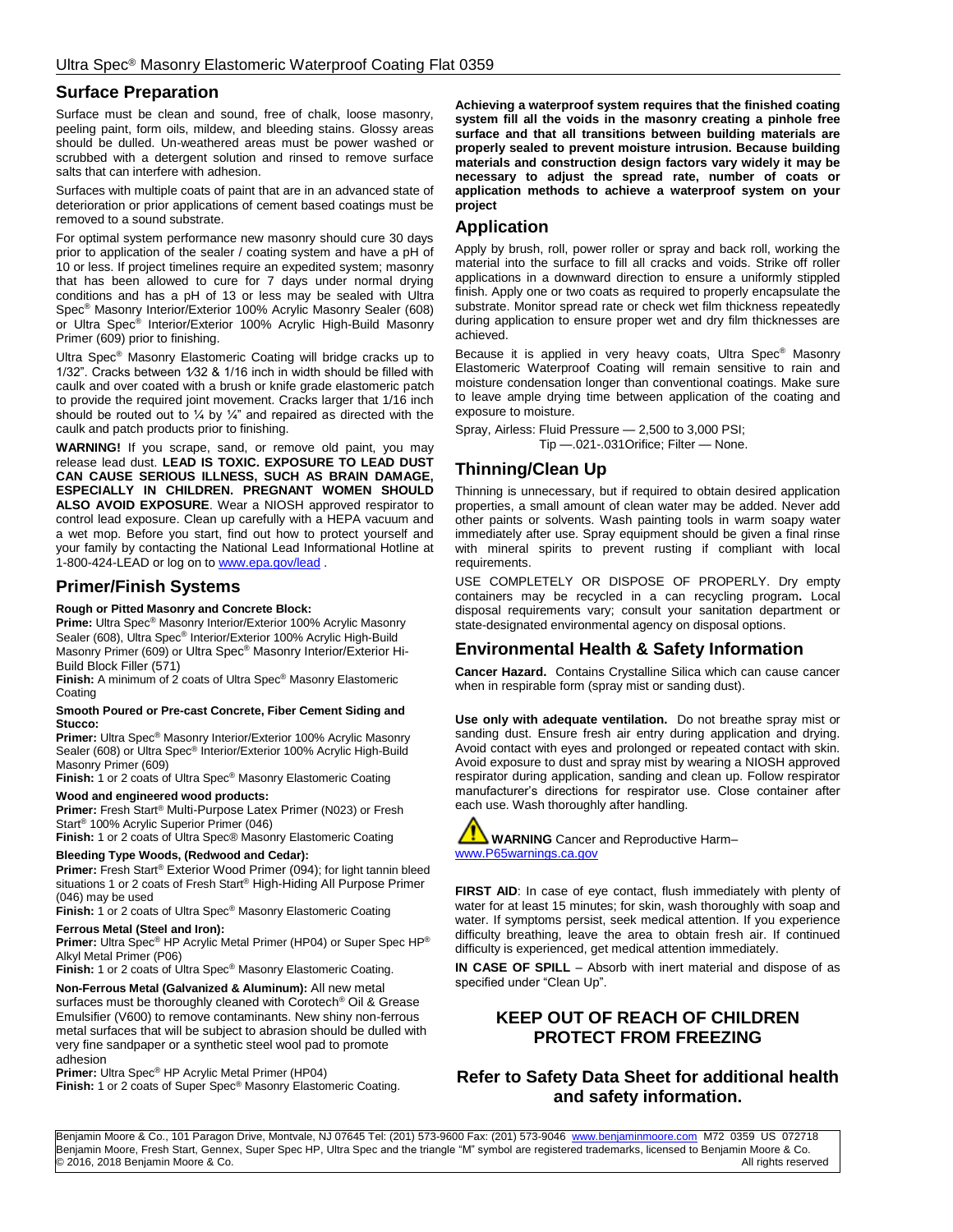## Surface Preparation

Surface must be clean and sound, free of chalk, loose masonry, peeling paint, form oils, mildew, and bleeding stains. Glossy areas should be dulled. Un-weathered areas must be power washed or scrubbed with a detergent solution and rinsed to remove surface salts that can interfere with adhesion.

Surfaces with multiple coats of paint that are in an advanced state of deterioration or prior applications of cement based coatings must be removed to a sound substrate.

For optimal system performance new masonry should cure 30 days prior to application of the sealer / coating system and have a pH of 10 or less. If project timelines require an expedited system; masonry that has been allowed to cure for 7 days under normal drying conditions and has a pH of 13 or less may be sealed with Ultra Spec® Masonry Interior/Exterior 100% Acrylic Masonry Sealer (608) or Ultra Spec® Interior/Exterior 100% Acrylic High-Build Masonry Primer (609) prior to finishing.

Ultra Spec® Masonry Elastomeric Coating will bridge cracks up to 1/32". Cracks between 1⁄32 & 1/16 inch in width should be filled with caulk and over coated with a brush or knife grade elastomeric patch to provide the required joint movement. Cracks larger that 1/16 inch should be routed out to ¼ by ¼" and repaired as directed with the caulk and patch products prior to finishing.

**WARNING!** If you scrape, sand, or remove old paint, you may release lead dust. **LEAD IS TOXIC. EXPOSURE TO LEAD DUST CAN CAUSE SERIOUS ILLNESS, SUCH AS BRAIN DAMAGE, ESPECIALLY IN CHILDREN. PREGNANT WOMEN SHOULD ALSO AVOID EXPOSURE**. Wear a NIOSH approved respirator to control lead exposure. Clean up carefully with a HEPA vacuum and a wet mop. Before you start, find out how to protect yourself and your family by contacting the National Lead Informational Hotline at 1-800-424-LEAD or log on to www.epa.gov/lead .

## Primer/Finish Systems

**Rough or Pitted Masonry and Concrete Block:**
**Prime:** Ultra Spec® Masonry Interior/Exterior 100% Acrylic Masonry Sealer (608), Ultra Spec® Interior/Exterior 100% Acrylic High-Build Masonry Primer (609) or Ultra Spec® Masonry Interior/Exterior Hi-Build Block Filler (571)
**Finish:** A minimum of 2 coats of Ultra Spec® Masonry Elastomeric Coating

**Smooth Poured or Pre-cast Concrete, Fiber Cement Siding and Stucco:**
**Primer:** Ultra Spec® Masonry Interior/Exterior 100% Acrylic Masonry Sealer (608) or Ultra Spec® Interior/Exterior 100% Acrylic High-Build Masonry Primer (609)
**Finish:** 1 or 2 coats of Ultra Spec® Masonry Elastomeric Coating

**Wood and engineered wood products:**
**Primer:** Fresh Start® Multi-Purpose Latex Primer (N023) or Fresh Start® 100% Acrylic Superior Primer (046)
**Finish:** 1 or 2 coats of Ultra Spec® Masonry Elastomeric Coating

**Bleeding Type Woods, (Redwood and Cedar):**
**Primer:** Fresh Start® Exterior Wood Primer (094); for light tannin bleed situations 1 or 2 coats of Fresh Start® High-Hiding All Purpose Primer (046) may be used
**Finish:** 1 or 2 coats of Ultra Spec® Masonry Elastomeric Coating

**Ferrous Metal (Steel and Iron):**
**Primer:** Ultra Spec® HP Acrylic Metal Primer (HP04) or Super Spec HP® Alkyl Metal Primer (P06)
**Finish:** 1 or 2 coats of Ultra Spec® Masonry Elastomeric Coating.

**Non-Ferrous Metal (Galvanized & Aluminum):** All new metal surfaces must be thoroughly cleaned with Corotech® Oil & Grease Emulsifier (V600) to remove contaminants. New shiny non-ferrous metal surfaces that will be subject to abrasion should be dulled with very fine sandpaper or a synthetic steel wool pad to promote adhesion
**Primer:** Ultra Spec® HP Acrylic Metal Primer (HP04)
**Finish:** 1 or 2 coats of Super Spec® Masonry Elastomeric Coating.

**Achieving a waterproof system requires that the finished coating system fill all the voids in the masonry creating a pinhole free surface and that all transitions between building materials are properly sealed to prevent moisture intrusion. Because building materials and construction design factors vary widely it may be necessary to adjust the spread rate, number of coats or application methods to achieve a waterproof system on your project**

## Application

Apply by brush, roll, power roller or spray and back roll, working the material into the surface to fill all cracks and voids. Strike off roller applications in a downward direction to ensure a uniformly stippled finish. Apply one or two coats as required to properly encapsulate the substrate. Monitor spread rate or check wet film thickness repeatedly during application to ensure proper wet and dry film thicknesses are achieved.

Because it is applied in very heavy coats, Ultra Spec® Masonry Elastomeric Waterproof Coating will remain sensitive to rain and moisture condensation longer than conventional coatings. Make sure to leave ample drying time between application of the coating and exposure to moisture.

Spray, Airless: Fluid Pressure — 2,500 to 3,000 PSI;
Tip —.021-.031Orifice; Filter — None.

## Thinning/Clean Up

Thinning is unnecessary, but if required to obtain desired application properties, a small amount of clean water may be added. Never add other paints or solvents. Wash painting tools in warm soapy water immediately after use. Spray equipment should be given a final rinse with mineral spirits to prevent rusting if compliant with local requirements.

USE COMPLETELY OR DISPOSE OF PROPERLY. Dry empty containers may be recycled in a can recycling program. Local disposal requirements vary; consult your sanitation department or state-designated environmental agency on disposal options.

## Environmental Health & Safety Information

**Cancer Hazard.** Contains Crystalline Silica which can cause cancer when in respirable form (spray mist or sanding dust).

**Use only with adequate ventilation.** Do not breathe spray mist or sanding dust. Ensure fresh air entry during application and drying. Avoid contact with eyes and prolonged or repeated contact with skin. Avoid exposure to dust and spray mist by wearing a NIOSH approved respirator during application, sanding and clean up. Follow respirator manufacturer's directions for respirator use. Close container after each use. Wash thoroughly after handling.

**WARNING** Cancer and Reproductive Harm– www.P65warnings.ca.gov

**FIRST AID**: In case of eye contact, flush immediately with plenty of water for at least 15 minutes; for skin, wash thoroughly with soap and water. If symptoms persist, seek medical attention. If you experience difficulty breathing, leave the area to obtain fresh air. If continued difficulty is experienced, get medical attention immediately.

**IN CASE OF SPILL** – Absorb with inert material and dispose of as specified under "Clean Up".

### KEEP OUT OF REACH OF CHILDREN
### PROTECT FROM FREEZING

### Refer to Safety Data Sheet for additional health and safety information.

Benjamin Moore & Co., 101 Paragon Drive, Montvale, NJ 07645 Tel: (201) 573-9600 Fax: (201) 573-9046 www.benjaminmoore.com M72 0359 US 072718
Benjamin Moore, Fresh Start, Gennex, Super Spec HP, Ultra Spec and the triangle "M" symbol are registered trademarks, licensed to Benjamin Moore & Co.
© 2016, 2018 Benjamin Moore & Co. All rights reserved